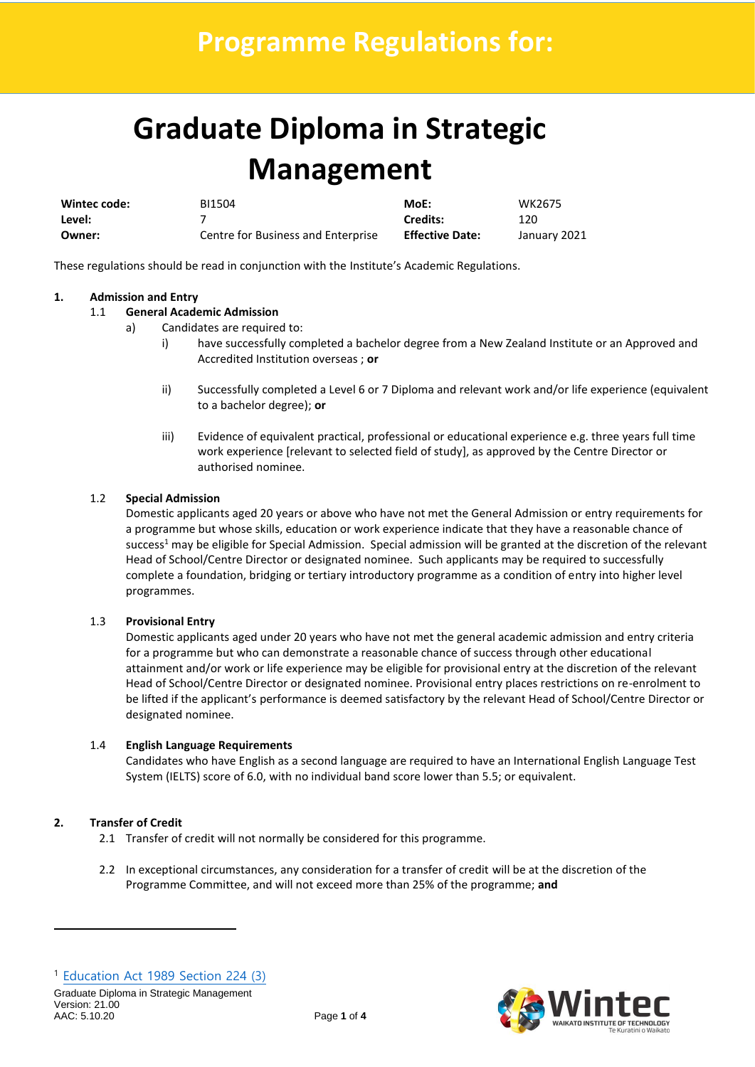# Programme Regulations for:

# Graduate Diploma in Strategic Management

| | | | |
|---|---|---|---|
| **Wintec code:** | BI1504 | **MoE:** | WK2675 |
| **Level:** | 7 | **Credits:** | 120 |
| **Owner:** | Centre for Business and Enterprise | **Effective Date:** | January 2021 |

These regulations should be read in conjunction with the Institute's Academic Regulations.

**1. Admission and Entry**

1.1 **General Academic Admission**

a) Candidates are required to:

i) have successfully completed a bachelor degree from a New Zealand Institute or an Approved and Accredited Institution overseas ; **or**

ii) Successfully completed a Level 6 or 7 Diploma and relevant work and/or life experience (equivalent to a bachelor degree); **or**

iii) Evidence of equivalent practical, professional or educational experience e.g. three years full time work experience [relevant to selected field of study], as approved by the Centre Director or authorised nominee.

1.2 **Special Admission**

Domestic applicants aged 20 years or above who have not met the General Admission or entry requirements for a programme but whose skills, education or work experience indicate that they have a reasonable chance of success[1] may be eligible for Special Admission. Special admission will be granted at the discretion of the relevant Head of School/Centre Director or designated nominee. Such applicants may be required to successfully complete a foundation, bridging or tertiary introductory programme as a condition of entry into higher level programmes.

1.3 **Provisional Entry**

Domestic applicants aged under 20 years who have not met the general academic admission and entry criteria for a programme but who can demonstrate a reasonable chance of success through other educational attainment and/or work or life experience may be eligible for provisional entry at the discretion of the relevant Head of School/Centre Director or designated nominee. Provisional entry places restrictions on re-enrolment to be lifted if the applicant's performance is deemed satisfactory by the relevant Head of School/Centre Director or designated nominee.

1.4 **English Language Requirements**

Candidates who have English as a second language are required to have an International English Language Test System (IELTS) score of 6.0, with no individual band score lower than 5.5; or equivalent.

**2. Transfer of Credit**

2.1 Transfer of credit will not normally be considered for this programme.

2.2 In exceptional circumstances, any consideration for a transfer of credit will be at the discretion of the Programme Committee, and will not exceed more than 25% of the programme; **and**

---

[1] Education Act 1989 Section 224 (3)

Graduate Diploma in Strategic Management
Version: 21.00
AAC: 5.10.20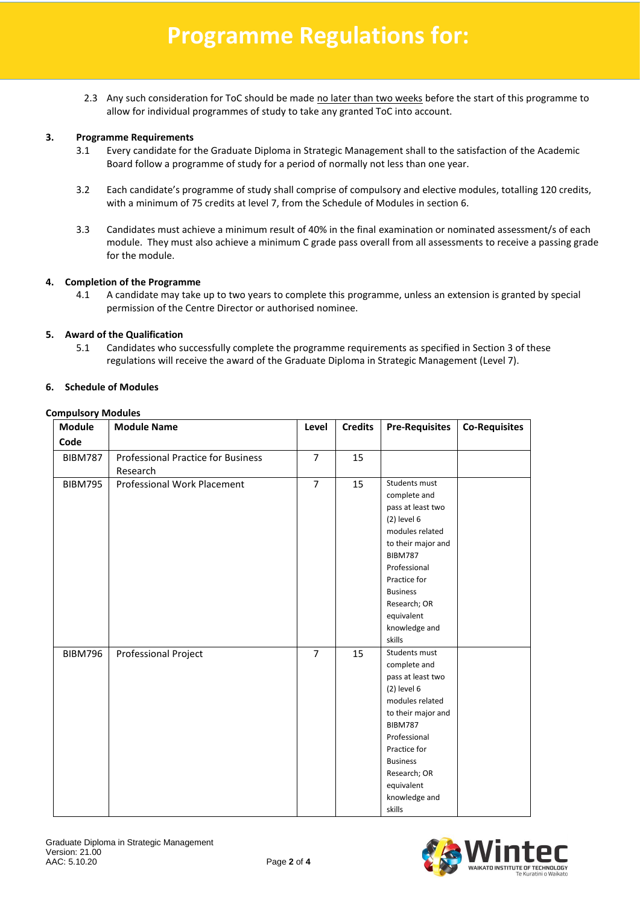2.3 Any such consideration for ToC should be made no later than two weeks before the start of this programme to allow for individual programmes of study to take any granted ToC into account.

### 3. Programme Requirements

3.1 Every candidate for the Graduate Diploma in Strategic Management shall to the satisfaction of the Academic Board follow a programme of study for a period of normally not less than one year.

3.2 Each candidate's programme of study shall comprise of compulsory and elective modules, totalling 120 credits, with a minimum of 75 credits at level 7, from the Schedule of Modules in section 6.

3.3 Candidates must achieve a minimum result of 40% in the final examination or nominated assessment/s of each module. They must also achieve a minimum C grade pass overall from all assessments to receive a passing grade for the module.

### 4. Completion of the Programme

4.1 A candidate may take up to two years to complete this programme, unless an extension is granted by special permission of the Centre Director or authorised nominee.

### 5. Award of the Qualification

5.1 Candidates who successfully complete the programme requirements as specified in Section 3 of these regulations will receive the award of the Graduate Diploma in Strategic Management (Level 7).

### 6. Schedule of Modules

**Compulsory Modules**

| Module Code | Module Name | Level | Credits | Pre-Requisites | Co-Requisites |
|---|---|---|---|---|---|
| BIBM787 | Professional Practice for Business Research | 7 | 15 | | |
| BIBM795 | Professional Work Placement | 7 | 15 | Students must complete and pass at least two (2) level 6 modules related to their major and BIBM787 Professional Practice for Business Research; OR equivalent knowledge and skills | |
| BIBM796 | Professional Project | 7 | 15 | Students must complete and pass at least two (2) level 6 modules related to their major and BIBM787 Professional Practice for Business Research; OR equivalent knowledge and skills | |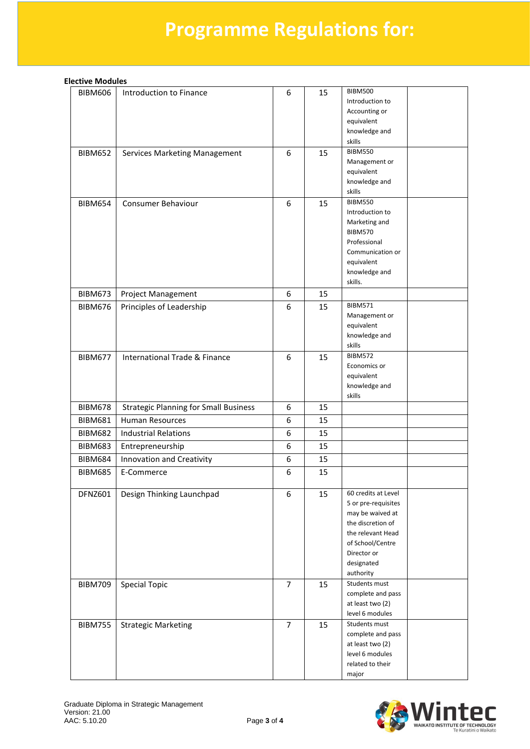# Programme Regulations for:

**Elective Modules**

| | | | | | |
|---|---|---|---|---|---|
| BIBM606 | Introduction to Finance | 6 | 15 | BIBM500 Introduction to Accounting or equivalent knowledge and skills | |
| BIBM652 | Services Marketing Management | 6 | 15 | BIBM550 Management or equivalent knowledge and skills | |
| BIBM654 | Consumer Behaviour | 6 | 15 | BIBM550 Introduction to Marketing and BIBM570 Professional Communication or equivalent knowledge and skills. | |
| BIBM673 | Project Management | 6 | 15 | | |
| BIBM676 | Principles of Leadership | 6 | 15 | BIBM571 Management or equivalent knowledge and skills | |
| BIBM677 | International Trade & Finance | 6 | 15 | BIBM572 Economics or equivalent knowledge and skills | |
| BIBM678 | Strategic Planning for Small Business | 6 | 15 | | |
| BIBM681 | Human Resources | 6 | 15 | | |
| BIBM682 | Industrial Relations | 6 | 15 | | |
| BIBM683 | Entrepreneurship | 6 | 15 | | |
| BIBM684 | Innovation and Creativity | 6 | 15 | | |
| BIBM685 | E-Commerce | 6 | 15 | | |
| DFNZ601 | Design Thinking Launchpad | 6 | 15 | 60 credits at Level 5 or pre-requisites may be waived at the discretion of the relevant Head of School/Centre Director or designated authority | |
| BIBM709 | Special Topic | 7 | 15 | Students must complete and pass at least two (2) level 6 modules | |
| BIBM755 | Strategic Marketing | 7 | 15 | Students must complete and pass at least two (2) level 6 modules related to their major | |

Graduate Diploma in Strategic Management
Version: 21.00
AAC: 5.10.20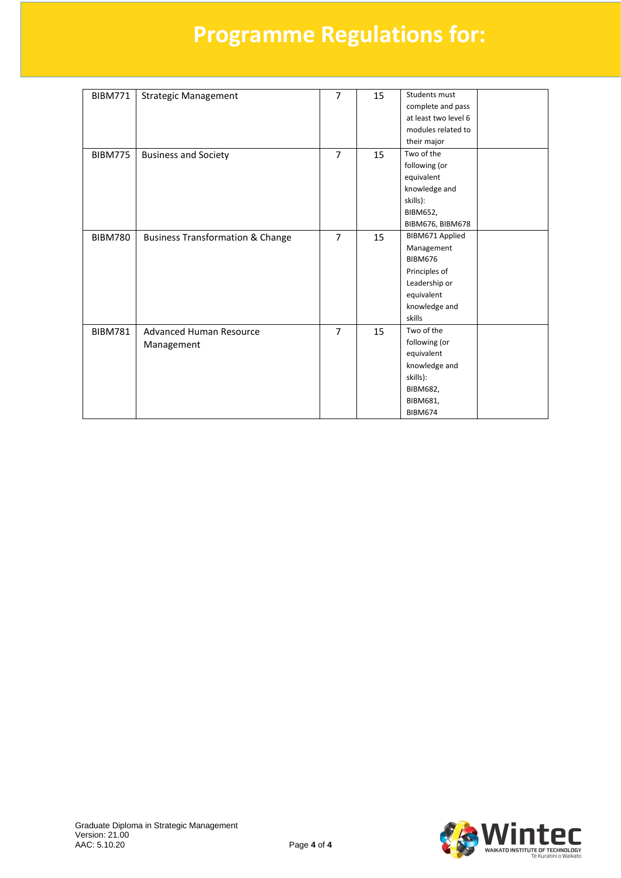# Programme Regulations for:

| | | | | | |
|---|---|---|---|---|---|
| BIBM771 | Strategic Management | 7 | 15 | Students must complete and pass at least two level 6 modules related to their major | |
| BIBM775 | Business and Society | 7 | 15 | Two of the following (or equivalent knowledge and skills): BIBM652, BIBM676, BIBM678 | |
| BIBM780 | Business Transformation & Change | 7 | 15 | BIBM671 Applied Management BIBM676 Principles of Leadership or equivalent knowledge and skills | |
| BIBM781 | Advanced Human Resource Management | 7 | 15 | Two of the following (or equivalent knowledge and skills): BIBM682, BIBM681, BIBM674 | |